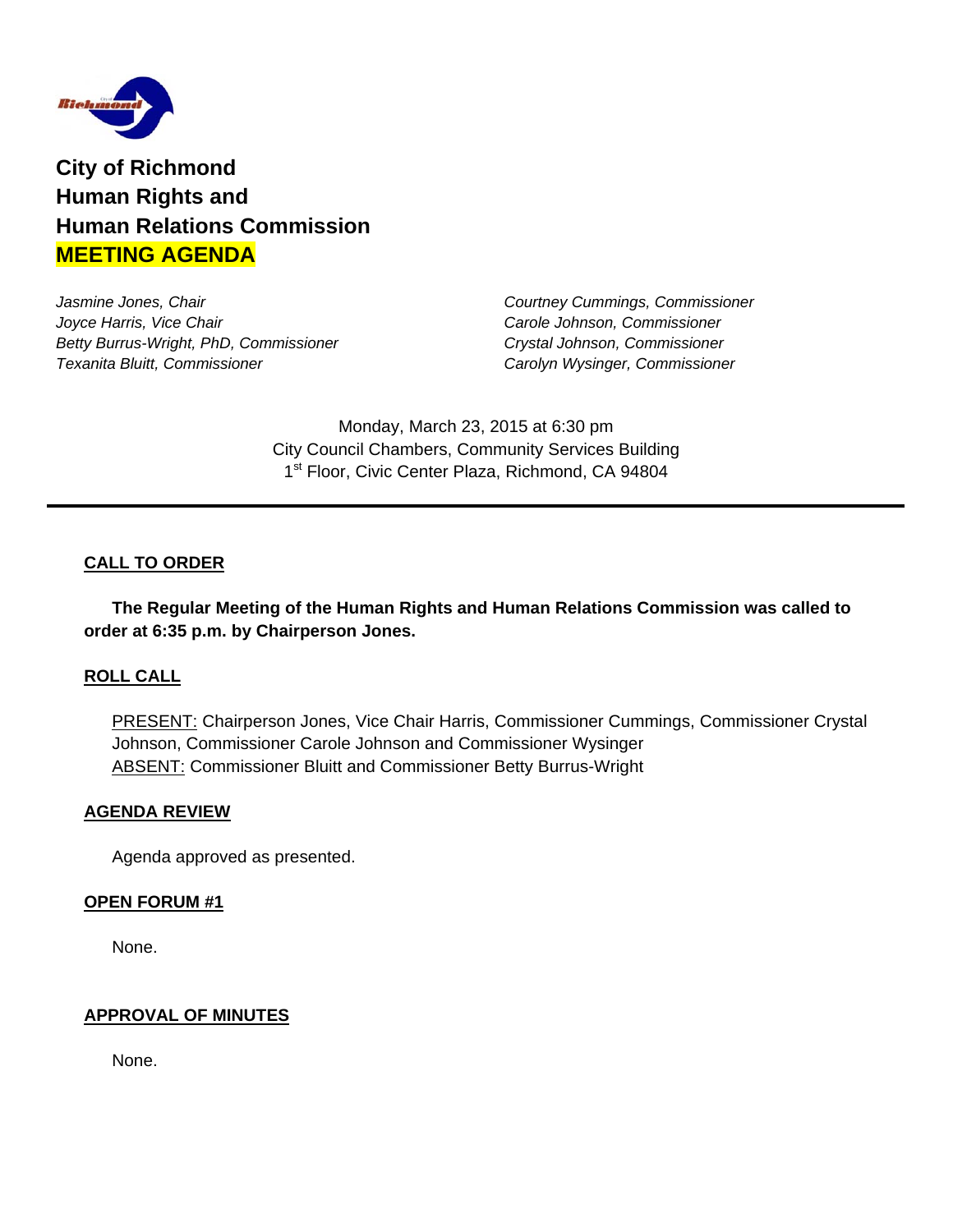# City of Richmond
# Human Rights and
# Human Relations Commission
# MEETING AGENDA

*Jasmine Jones, Chair*
*Joyce Harris, Vice Chair*
*Betty Burrus-Wright, PhD, Commissioner*
*Texanita Bluitt, Commissioner*
*Courtney Cummings, Commissioner*
*Carole Johnson, Commissioner*
*Crystal Johnson, Commissioner*
*Carolyn Wysinger, Commissioner*

Monday, March 23, 2015 at 6:30 pm
City Council Chambers, Community Services Building
1st Floor, Civic Center Plaza, Richmond, CA 94804

---

## CALL TO ORDER

**The Regular Meeting of the Human Rights and Human Relations Commission was called to order at 6:35 p.m. by Chairperson Jones.**

## ROLL CALL

PRESENT: Chairperson Jones, Vice Chair Harris, Commissioner Cummings, Commissioner Crystal Johnson, Commissioner Carole Johnson and Commissioner Wysinger
ABSENT: Commissioner Bluitt and Commissioner Betty Burrus-Wright

## AGENDA REVIEW

Agenda approved as presented.

## OPEN FORUM #1

None.

## APPROVAL OF MINUTES

None.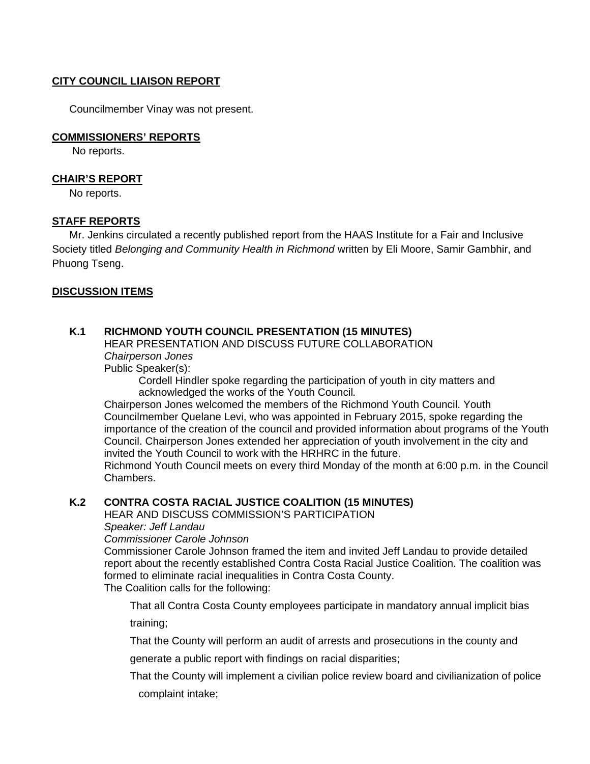**CITY COUNCIL LIAISON REPORT**

Councilmember Vinay was not present.

**COMMISSIONERS' REPORTS**

No reports.

**CHAIR'S REPORT**

No reports.

**STAFF REPORTS**

Mr. Jenkins circulated a recently published report from the HAAS Institute for a Fair and Inclusive Society titled *Belonging and Community Health in Richmond* written by Eli Moore, Samir Gambhir, and Phuong Tseng.

**DISCUSSION ITEMS**

**K.1 RICHMOND YOUTH COUNCIL PRESENTATION (15 MINUTES)**

HEAR PRESENTATION AND DISCUSS FUTURE COLLABORATION

*Chairperson Jones*

Public Speaker(s):

Cordell Hindler spoke regarding the participation of youth in city matters and acknowledged the works of the Youth Council.

Chairperson Jones welcomed the members of the Richmond Youth Council. Youth Councilmember Quelane Levi, who was appointed in February 2015, spoke regarding the importance of the creation of the council and provided information about programs of the Youth Council. Chairperson Jones extended her appreciation of youth involvement in the city and invited the Youth Council to work with the HRHRC in the future.

Richmond Youth Council meets on every third Monday of the month at 6:00 p.m. in the Council Chambers.

**K.2 CONTRA COSTA RACIAL JUSTICE COALITION (15 MINUTES)**

HEAR AND DISCUSS COMMISSION'S PARTICIPATION

*Speaker: Jeff Landau*

*Commissioner Carole Johnson*

Commissioner Carole Johnson framed the item and invited Jeff Landau to provide detailed report about the recently established Contra Costa Racial Justice Coalition. The coalition was formed to eliminate racial inequalities in Contra Costa County.

The Coalition calls for the following:

That all Contra Costa County employees participate in mandatory annual implicit bias training;

That the County will perform an audit of arrests and prosecutions in the county and generate a public report with findings on racial disparities;

That the County will implement a civilian police review board and civilianization of police complaint intake;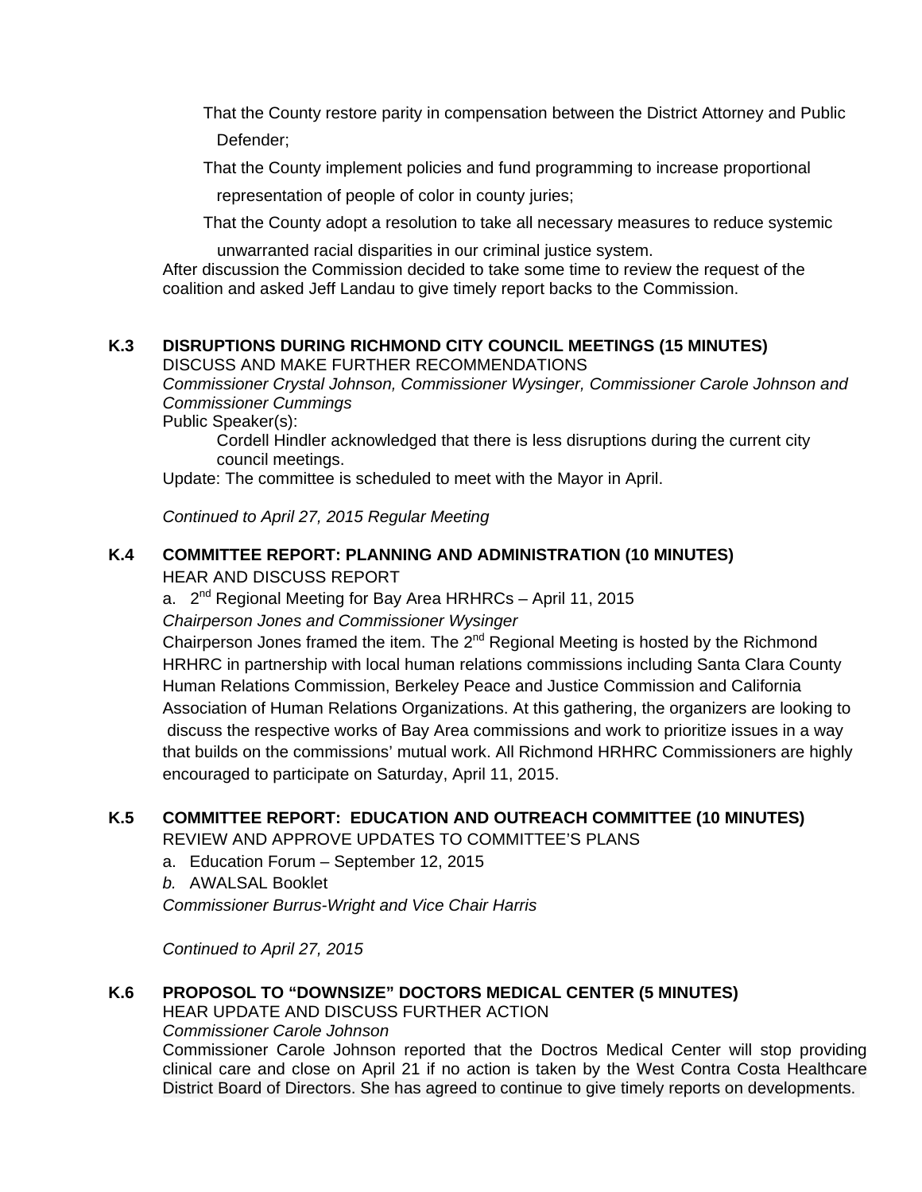That the County restore parity in compensation between the District Attorney and Public Defender;

That the County implement policies and fund programming to increase proportional representation of people of color in county juries;

That the County adopt a resolution to take all necessary measures to reduce systemic unwarranted racial disparities in our criminal justice system.

After discussion the Commission decided to take some time to review the request of the coalition and asked Jeff Landau to give timely report backs to the Commission.

**K.3 DISRUPTIONS DURING RICHMOND CITY COUNCIL MEETINGS (15 MINUTES)**

DISCUSS AND MAKE FURTHER RECOMMENDATIONS

*Commissioner Crystal Johnson, Commissioner Wysinger, Commissioner Carole Johnson and Commissioner Cummings*

Public Speaker(s):

Cordell Hindler acknowledged that there is less disruptions during the current city council meetings.

Update: The committee is scheduled to meet with the Mayor in April.

*Continued to April 27, 2015 Regular Meeting*

**K.4 COMMITTEE REPORT: PLANNING AND ADMINISTRATION (10 MINUTES)**

HEAR AND DISCUSS REPORT

a. 2nd Regional Meeting for Bay Area HRHRCs – April 11, 2015

*Chairperson Jones and Commissioner Wysinger*

Chairperson Jones framed the item. The 2nd Regional Meeting is hosted by the Richmond HRHRC in partnership with local human relations commissions including Santa Clara County Human Relations Commission, Berkeley Peace and Justice Commission and California Association of Human Relations Organizations. At this gathering, the organizers are looking to discuss the respective works of Bay Area commissions and work to prioritize issues in a way that builds on the commissions' mutual work. All Richmond HRHRC Commissioners are highly encouraged to participate on Saturday, April 11, 2015.

**K.5 COMMITTEE REPORT: EDUCATION AND OUTREACH COMMITTEE (10 MINUTES)**

REVIEW AND APPROVE UPDATES TO COMMITTEE'S PLANS

a. Education Forum – September 12, 2015

*b.* AWALSAL Booklet

*Commissioner Burrus-Wright and Vice Chair Harris*

*Continued to April 27, 2015*

**K.6 PROPOSOL TO "DOWNSIZE" DOCTORS MEDICAL CENTER (5 MINUTES)**

HEAR UPDATE AND DISCUSS FURTHER ACTION

*Commissioner Carole Johnson*

Commissioner Carole Johnson reported that the Doctros Medical Center will stop providing clinical care and close on April 21 if no action is taken by the West Contra Costa Healthcare District Board of Directors. She has agreed to continue to give timely reports on developments.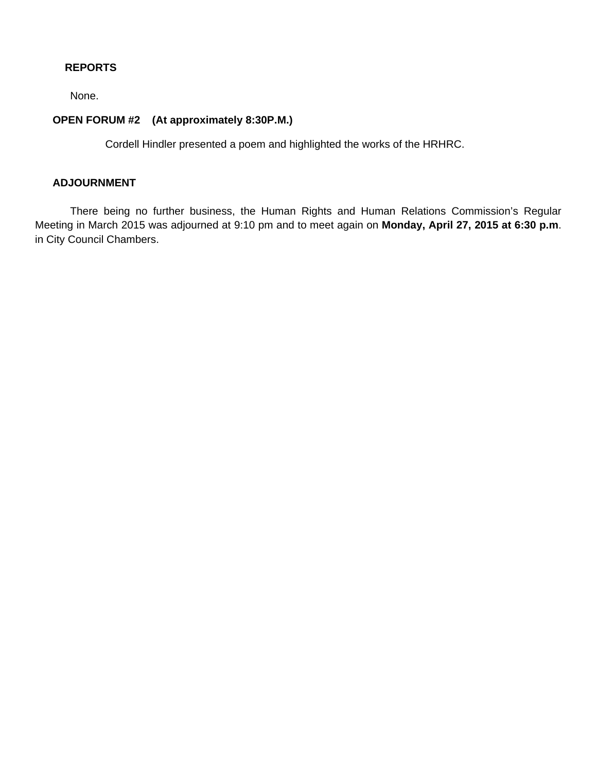**REPORTS**

None.

**OPEN FORUM #2 (At approximately 8:30P.M.)**

Cordell Hindler presented a poem and highlighted the works of the HRHRC.

**ADJOURNMENT**

There being no further business, the Human Rights and Human Relations Commission's Regular Meeting in March 2015 was adjourned at 9:10 pm and to meet again on **Monday, April 27, 2015 at 6:30 p.m**. in City Council Chambers.